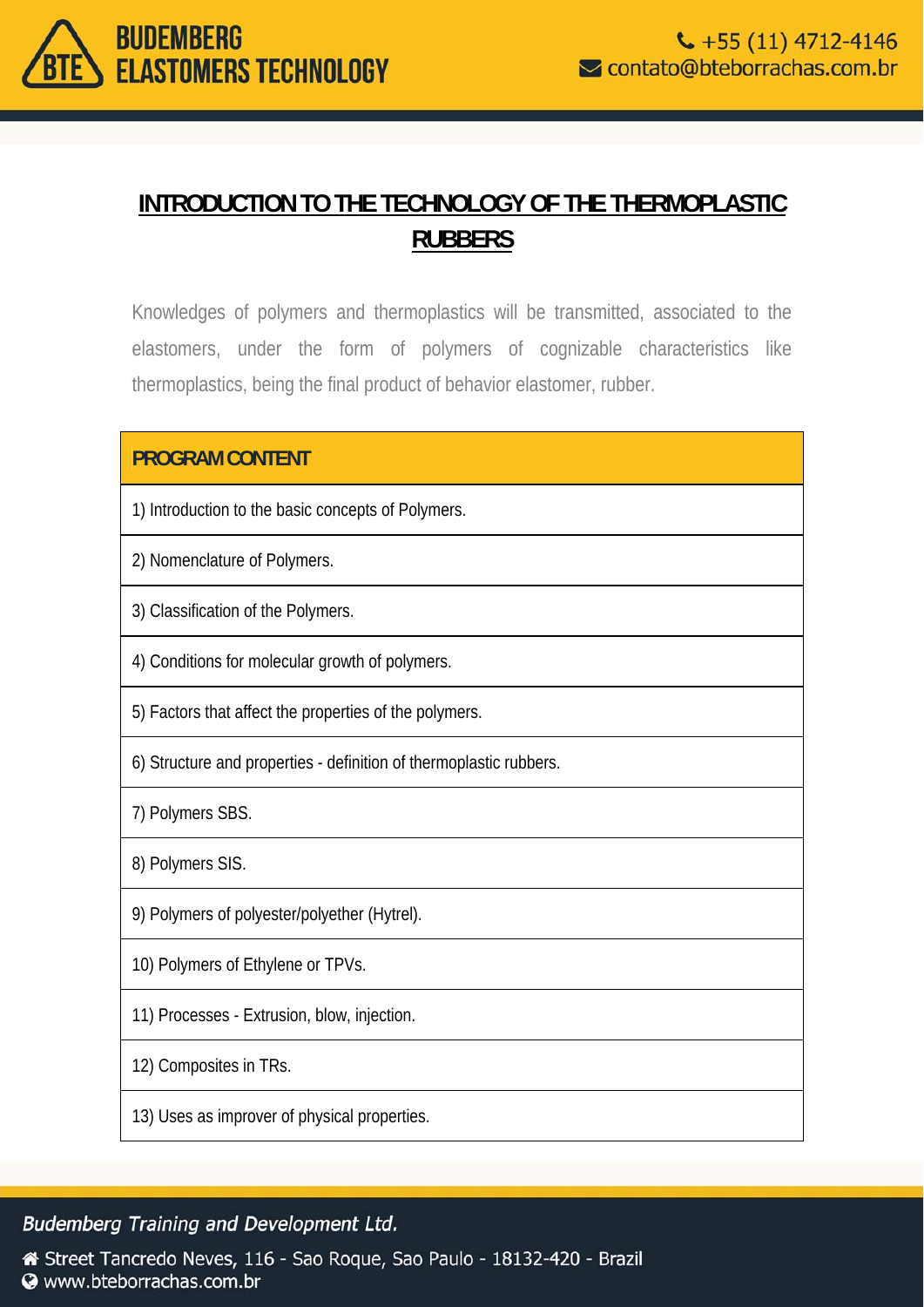# INTRODUCTION TO THE TECHNOLOGY OF THE THERMOPLASTIC RUBBERS

Knowledges of polymers and thermoplastics will be transmitted, associated to the elastomers, under the form of polymers of cognizable characteristics like thermoplastics, being the final product of behavior elastomer, rubber.

| PROGRAM CONTENT |
|---|
| 1) Introduction to the basic concepts of Polymers. |
| 2) Nomenclature of Polymers. |
| 3) Classification of the Polymers. |
| 4) Conditions for molecular growth of polymers. |
| 5) Factors that affect the properties of the polymers. |
| 6) Structure and properties - definition of thermoplastic rubbers. |
| 7) Polymers SBS. |
| 8) Polymers SIS. |
| 9) Polymers of polyester/polyether (Hytrel). |
| 10) Polymers of Ethylene or TPVs. |
| 11) Processes - Extrusion, blow, injection. |
| 12) Composites in TRs. |
| 13) Uses as improver of physical properties. |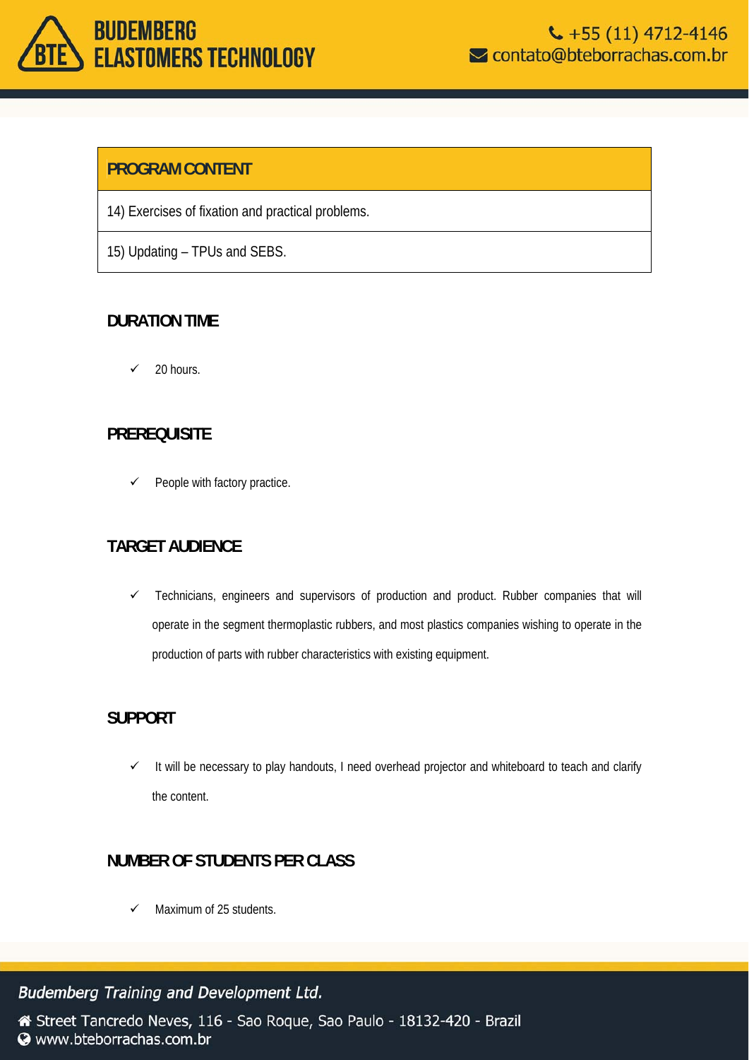| PROGRAM CONTENT |
| --- |
| 14) Exercises of fixation and practical problems. |
| 15) Updating – TPUs and SEBS. |

## DURATION TIME

- ✓ 20 hours.

## PREREQUISITE

- ✓ People with factory practice.

## TARGET AUDIENCE

- ✓ Technicians, engineers and supervisors of production and product. Rubber companies that will operate in the segment thermoplastic rubbers, and most plastics companies wishing to operate in the production of parts with rubber characteristics with existing equipment.

## SUPPORT

- ✓ It will be necessary to play handouts, I need overhead projector and whiteboard to teach and clarify the content.

## NUMBER OF STUDENTS PER CLASS

- ✓ Maximum of 25 students.